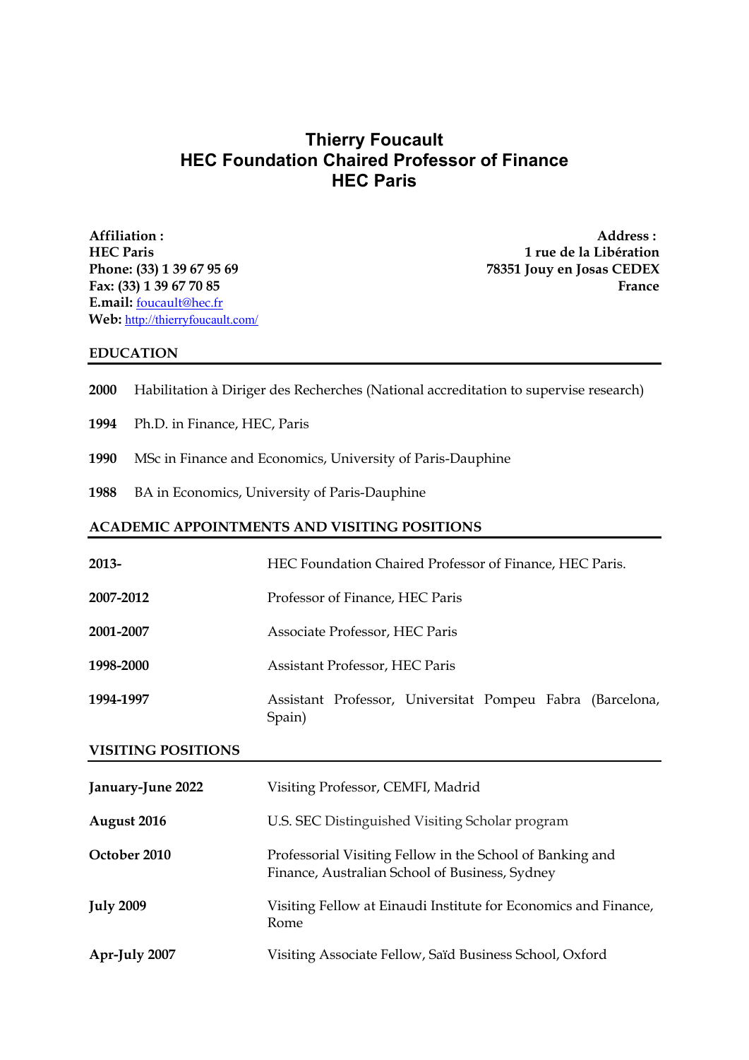# Thierry Foucault
# HEC Foundation Chaired Professor of Finance
# HEC Paris

**Affiliation :**
**HEC Paris**
**Phone: (33) 1 39 67 95 69**
**Fax: (33) 1 39 67 70 85**
**E.mail:** foucault@hec.fr
**Web:** http://thierryfoucault.com/

**Address :**
**1 rue de la Libération**
**78351 Jouy en Josas CEDEX**
**France**

## EDUCATION

**2000** Habilitation à Diriger des Recherches (National accreditation to supervise research)

**1994** Ph.D. in Finance, HEC, Paris

**1990** MSc in Finance and Economics, University of Paris-Dauphine

**1988** BA in Economics, University of Paris-Dauphine

## ACADEMIC APPOINTMENTS AND VISITING POSITIONS

| | |
|---|---|
| **2013-** | HEC Foundation Chaired Professor of Finance, HEC Paris. |
| **2007-2012** | Professor of Finance, HEC Paris |
| **2001-2007** | Associate Professor, HEC Paris |
| **1998-2000** | Assistant Professor, HEC Paris |
| **1994-1997** | Assistant Professor, Universitat Pompeu Fabra (Barcelona, Spain) |

## VISITING POSITIONS

| | |
|---|---|
| **January-June 2022** | Visiting Professor, CEMFI, Madrid |
| **August 2016** | U.S. SEC Distinguished Visiting Scholar program |
| **October 2010** | Professorial Visiting Fellow in the School of Banking and Finance, Australian School of Business, Sydney |
| **July 2009** | Visiting Fellow at Einaudi Institute for Economics and Finance, Rome |
| **Apr-July 2007** | Visiting Associate Fellow, Saïd Business School, Oxford |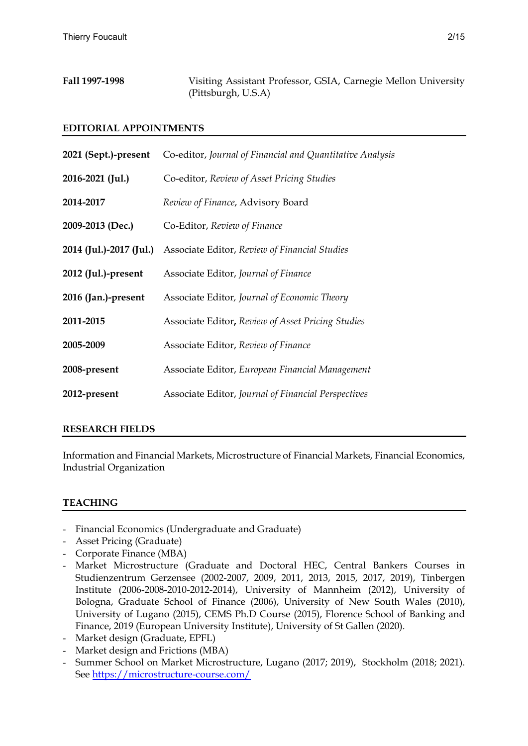**Fall 1997-1998** Visiting Assistant Professor, GSIA, Carnegie Mellon University (Pittsburgh, U.S.A)

## EDITORIAL APPOINTMENTS

| | |
|---|---|
| **2021 (Sept.)-present** | Co-editor, *Journal of Financial and Quantitative Analysis* |
| **2016-2021 (Jul.)** | Co-editor, *Review of Asset Pricing Studies* |
| **2014-2017** | *Review of Finance*, Advisory Board |
| **2009-2013 (Dec.)** | Co-Editor, *Review of Finance* |
| **2014 (Jul.)-2017 (Jul.)** | Associate Editor, *Review of Financial Studies* |
| **2012 (Jul.)-present** | Associate Editor, *Journal of Finance* |
| **2016 (Jan.)-present** | Associate Editor, *Journal of Economic Theory* |
| **2011-2015** | Associate Editor**,** *Review of Asset Pricing Studies* |
| **2005-2009** | Associate Editor, *Review of Finance* |
| **2008-present** | Associate Editor, *European Financial Management* |
| **2012-present** | Associate Editor, *Journal of Financial Perspectives* |

## RESEARCH FIELDS

Information and Financial Markets, Microstructure of Financial Markets, Financial Economics, Industrial Organization

## TEACHING

- Financial Economics (Undergraduate and Graduate)
- Asset Pricing (Graduate)
- Corporate Finance (MBA)
- Market Microstructure (Graduate and Doctoral HEC, Central Bankers Courses in Studienzentrum Gerzensee (2002-2007, 2009, 2011, 2013, 2015, 2017, 2019), Tinbergen Institute (2006-2008-2010-2012-2014), University of Mannheim (2012), University of Bologna, Graduate School of Finance (2006), University of New South Wales (2010), University of Lugano (2015), CEMS Ph.D Course (2015), Florence School of Banking and Finance, 2019 (European University Institute), University of St Gallen (2020).
- Market design (Graduate, EPFL)
- Market design and Frictions (MBA)
- Summer School on Market Microstructure, Lugano (2017; 2019), Stockholm (2018; 2021). See https://microstructure-course.com/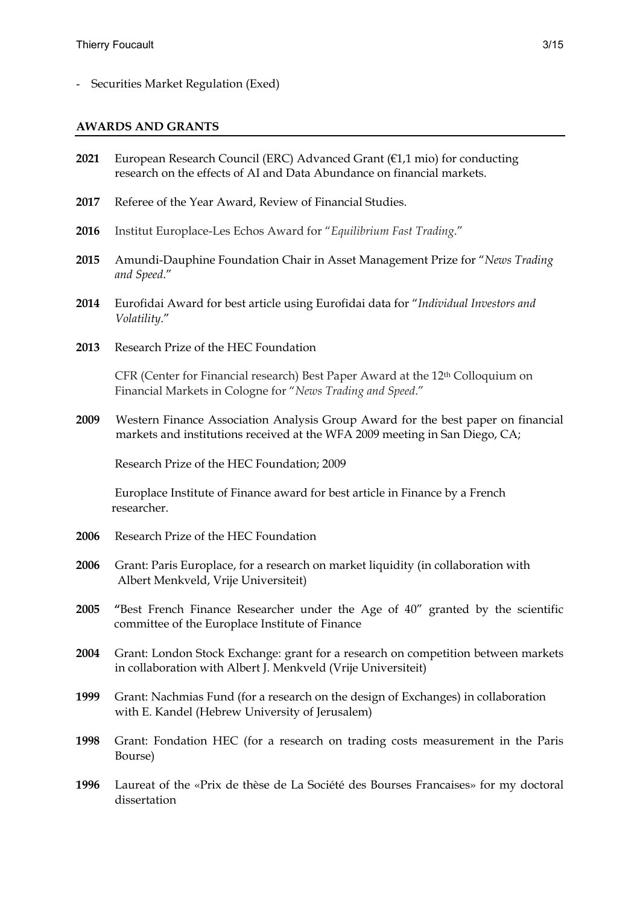- Securities Market Regulation (Exed)

## AWARDS AND GRANTS

**2021** European Research Council (ERC) Advanced Grant (€1,1 mio) for conducting research on the effects of AI and Data Abundance on financial markets.

**2017** Referee of the Year Award, Review of Financial Studies.

**2016** Institut Europlace-Les Echos Award for "*Equilibrium Fast Trading*."

**2015** Amundi-Dauphine Foundation Chair in Asset Management Prize for "*News Trading and Speed*."

**2014** Eurofidai Award for best article using Eurofidai data for "*Individual Investors and Volatility*."

**2013** Research Prize of the HEC Foundation

CFR (Center for Financial research) Best Paper Award at the 12th Colloquium on Financial Markets in Cologne for "*News Trading and Speed*."

**2009** Western Finance Association Analysis Group Award for the best paper on financial markets and institutions received at the WFA 2009 meeting in San Diego, CA;

Research Prize of the HEC Foundation; 2009

Europlace Institute of Finance award for best article in Finance by a French researcher.

**2006** Research Prize of the HEC Foundation

**2006** Grant: Paris Europlace, for a research on market liquidity (in collaboration with Albert Menkveld, Vrije Universiteit)

**2005** **"**Best French Finance Researcher under the Age of 40" granted by the scientific committee of the Europlace Institute of Finance

**2004** Grant: London Stock Exchange: grant for a research on competition between markets in collaboration with Albert J. Menkveld (Vrije Universiteit)

**1999** Grant: Nachmias Fund (for a research on the design of Exchanges) in collaboration with E. Kandel (Hebrew University of Jerusalem)

**1998** Grant: Fondation HEC (for a research on trading costs measurement in the Paris Bourse)

**1996** Laureat of the «Prix de thèse de La Société des Bourses Francaises» for my doctoral dissertation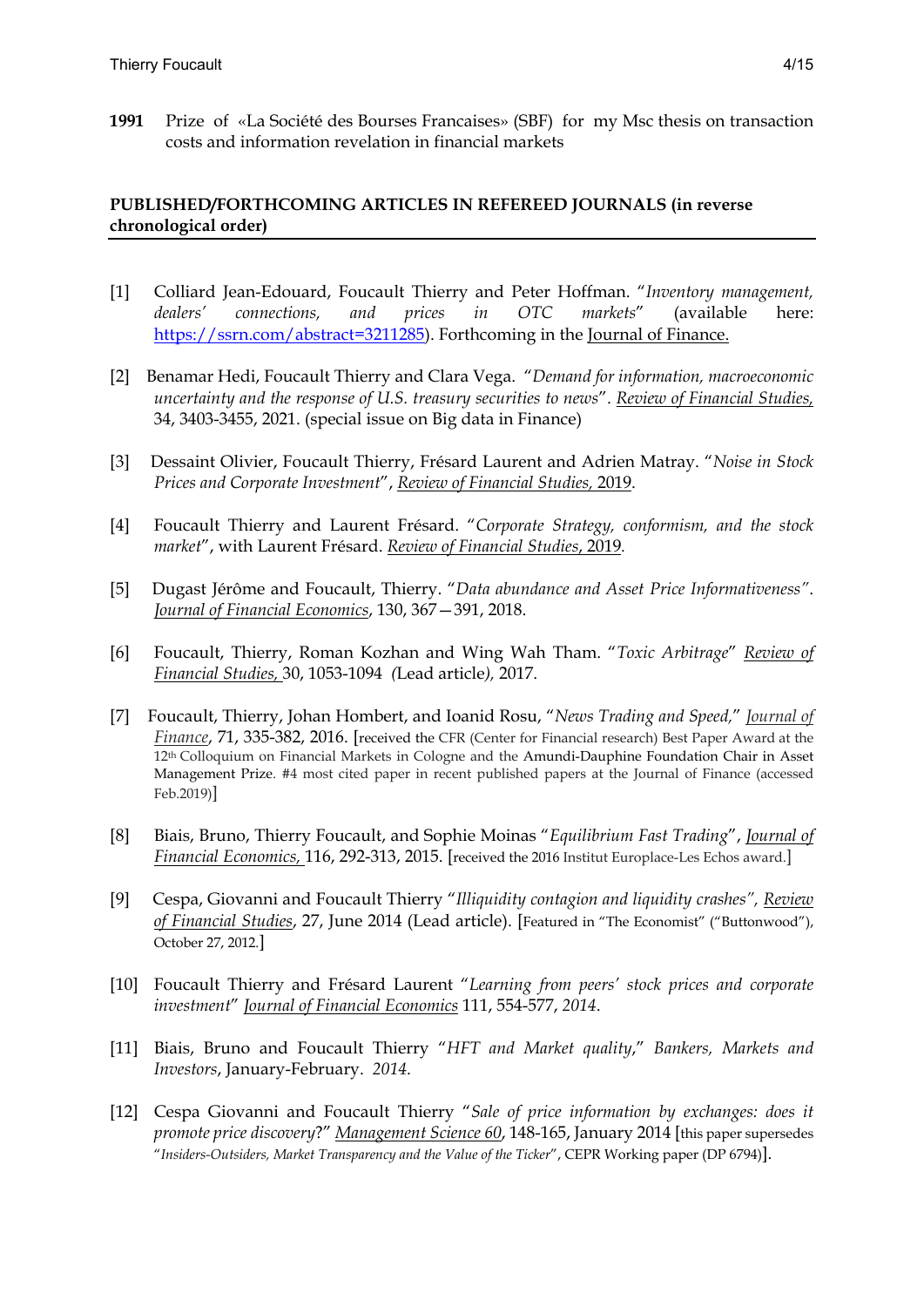**1991** Prize of «La Société des Bourses Francaises» (SBF) for my Msc thesis on transaction costs and information revelation in financial markets

## PUBLISHED/FORTHCOMING ARTICLES IN REFEREED JOURNALS (in reverse chronological order)

[1] Colliard Jean-Edouard, Foucault Thierry and Peter Hoffman. "*Inventory management, dealers' connections, and prices in OTC markets*" (available here: https://ssrn.com/abstract=3211285). Forthcoming in the Journal of Finance.

[2] Benamar Hedi, Foucault Thierry and Clara Vega. "*Demand for information, macroeconomic uncertainty and the response of U.S. treasury securities to news*". *Review of Financial Studies,* 34, 3403-3455, 2021. (special issue on Big data in Finance)

[3] Dessaint Olivier, Foucault Thierry, Frésard Laurent and Adrien Matray. "*Noise in Stock Prices and Corporate Investment*", *Review of Financial Studies,* 2019.

[4] Foucault Thierry and Laurent Frésard. "*Corporate Strategy, conformism, and the stock market*", with Laurent Frésard. *Review of Financial Studies*, 2019.

[5] Dugast Jérôme and Foucault, Thierry. "*Data abundance and Asset Price Informativeness"*. *Journal of Financial Economics*, 130, 367—391, 2018.

[6] Foucault, Thierry, Roman Kozhan and Wing Wah Tham. "*Toxic Arbitrage*" *Review of Financial Studies,* 30, 1053-1094 *(*Lead article*),* 2017.

[7] Foucault, Thierry, Johan Hombert, and Ioanid Rosu, "*News Trading and Speed,*" *Journal of Finance*, 71, 335-382, 2016. [received the CFR (Center for Financial research) Best Paper Award at the 12th Colloquium on Financial Markets in Cologne and the Amundi-Dauphine Foundation Chair in Asset Management Prize. #4 most cited paper in recent published papers at the Journal of Finance (accessed Feb.2019)]

[8] Biais, Bruno, Thierry Foucault, and Sophie Moinas "*Equilibrium Fast Trading*", *Journal of Financial Economics,* 116, 292-313, 2015. [received the 2016 Institut Europlace-Les Echos award.]

[9] Cespa, Giovanni and Foucault Thierry "*Illiquidity contagion and liquidity crashes",* *Review of Financial Studies*, 27, June 2014 (Lead article). [Featured in "The Economist" ("Buttonwood"), October 27, 2012.]

[10] Foucault Thierry and Frésard Laurent "*Learning from peers' stock prices and corporate investment*" *Journal of Financial Economics* 111, 554-577, *2014*.

[11] Biais, Bruno and Foucault Thierry "*HFT and Market quality*," *Bankers, Markets and Investors*, January-February. *2014*.

[12] Cespa Giovanni and Foucault Thierry "*Sale of price information by exchanges: does it promote price discovery*?" *Management Science 60*, 148-165, January 2014 [this paper supersedes "*Insiders-Outsiders, Market Transparency and the Value of the Ticker*", CEPR Working paper (DP 6794)].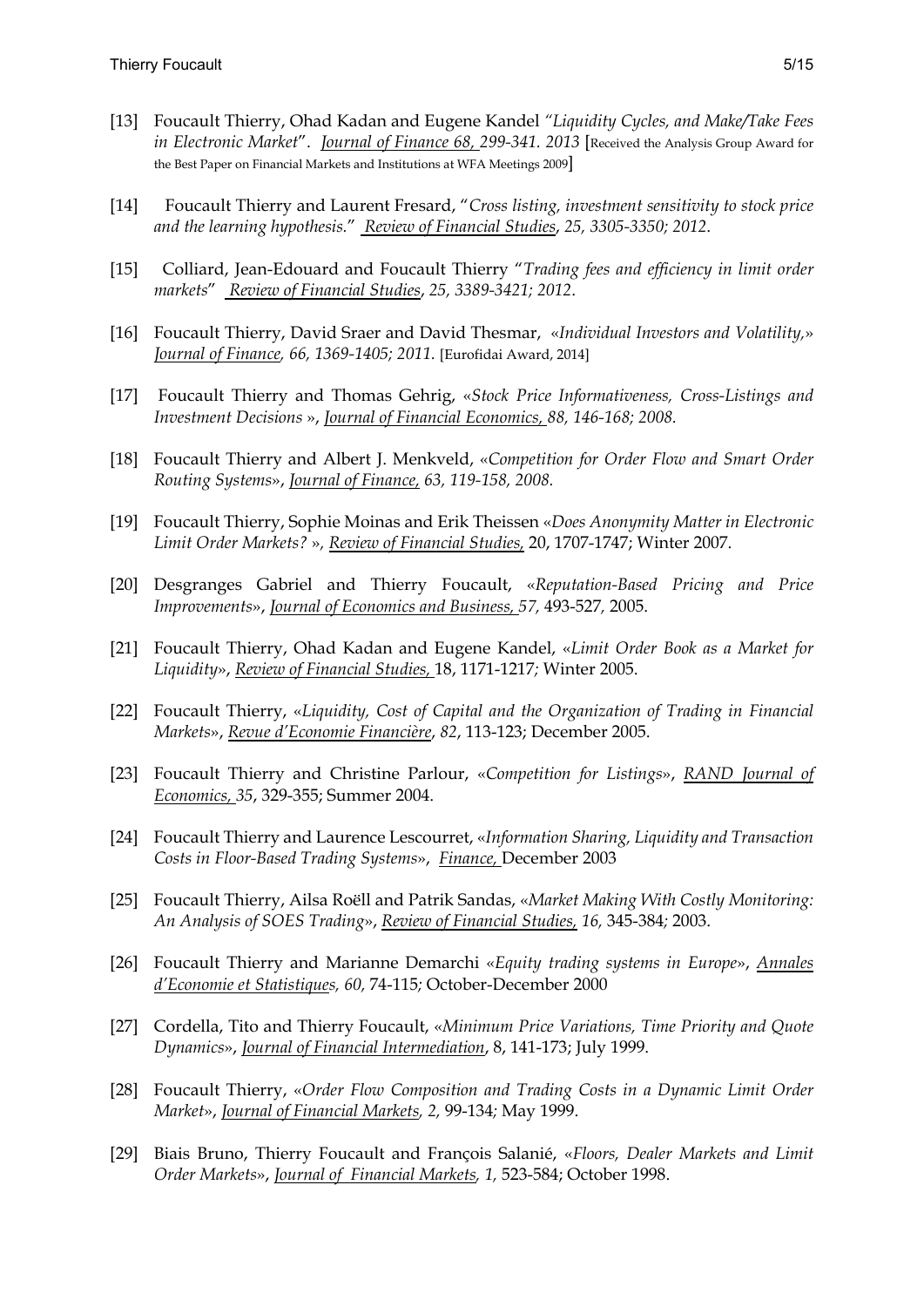[13] Foucault Thierry, Ohad Kadan and Eugene Kandel *"Liquidity Cycles, and Make/Take Fees in Electronic Market"*. *Journal of Finance 68, 299-341. 2013* [Received the Analysis Group Award for the Best Paper on Financial Markets and Institutions at WFA Meetings 2009]

[14] Foucault Thierry and Laurent Fresard, "*Cross listing, investment sensitivity to stock price and the learning hypothesis.*" *Review of Financial Studies, 25, 3305-3350; 2012.*

[15] Colliard, Jean-Edouard and Foucault Thierry "*Trading fees and efficiency in limit order markets*" *Review of Financial Studies, 25, 3389-3421; 2012.*

[16] Foucault Thierry, David Sraer and David Thesmar, «*Individual Investors and Volatility,*» *Journal of Finance, 66, 1369-1405; 2011.* [Eurofidai Award, 2014]

[17] Foucault Thierry and Thomas Gehrig, «*Stock Price Informativeness, Cross-Listings and Investment Decisions* », *Journal of Financial Economics, 88, 146-168; 2008.*

[18] Foucault Thierry and Albert J. Menkveld, «*Competition for Order Flow and Smart Order Routing Systems*», *Journal of Finance, 63, 119-158, 2008.*

[19] Foucault Thierry, Sophie Moinas and Erik Theissen «*Does Anonymity Matter in Electronic Limit Order Markets?* », *Review of Financial Studies,* 20, 1707-1747; Winter 2007.

[20] Desgranges Gabriel and Thierry Foucault, «*Reputation-Based Pricing and Price Improvements*», *Journal of Economics and Business, 57,* 493-527, 2005.

[21] Foucault Thierry, Ohad Kadan and Eugene Kandel, «*Limit Order Book as a Market for Liquidity*», *Review of Financial Studies,* 18, 1171-1217; Winter 2005.

[22] Foucault Thierry, «*Liquidity, Cost of Capital and the Organization of Trading in Financial Markets*», *Revue d'Economie Financière*, *82*, 113-123; December 2005.

[23] Foucault Thierry and Christine Parlour, «*Competition for Listings*», *RAND Journal of Economics, 35*, 329-355; Summer 2004.

[24] Foucault Thierry and Laurence Lescourret, «*Information Sharing, Liquidity and Transaction Costs in Floor-Based Trading Systems*», *Finance,* December 2003

[25] Foucault Thierry, Ailsa Roëll and Patrik Sandas, «*Market Making With Costly Monitoring: An Analysis of SOES Trading*», *Review of Financial Studies, 16,* 345-384; 2003.

[26] Foucault Thierry and Marianne Demarchi «*Equity trading systems in Europe*», *Annales d'Economie et Statistiques, 60,* 74-115; October-December 2000

[27] Cordella, Tito and Thierry Foucault, «*Minimum Price Variations, Time Priority and Quote Dynamics*», *Journal of Financial Intermediation*, 8, 141-173; July 1999.

[28] Foucault Thierry, «*Order Flow Composition and Trading Costs in a Dynamic Limit Order Market*», *Journal of Financial Markets, 2,* 99-134; May 1999.

[29] Biais Bruno, Thierry Foucault and François Salanié, «*Floors, Dealer Markets and Limit Order Markets*», *Journal of Financial Markets, 1,* 523-584; October 1998.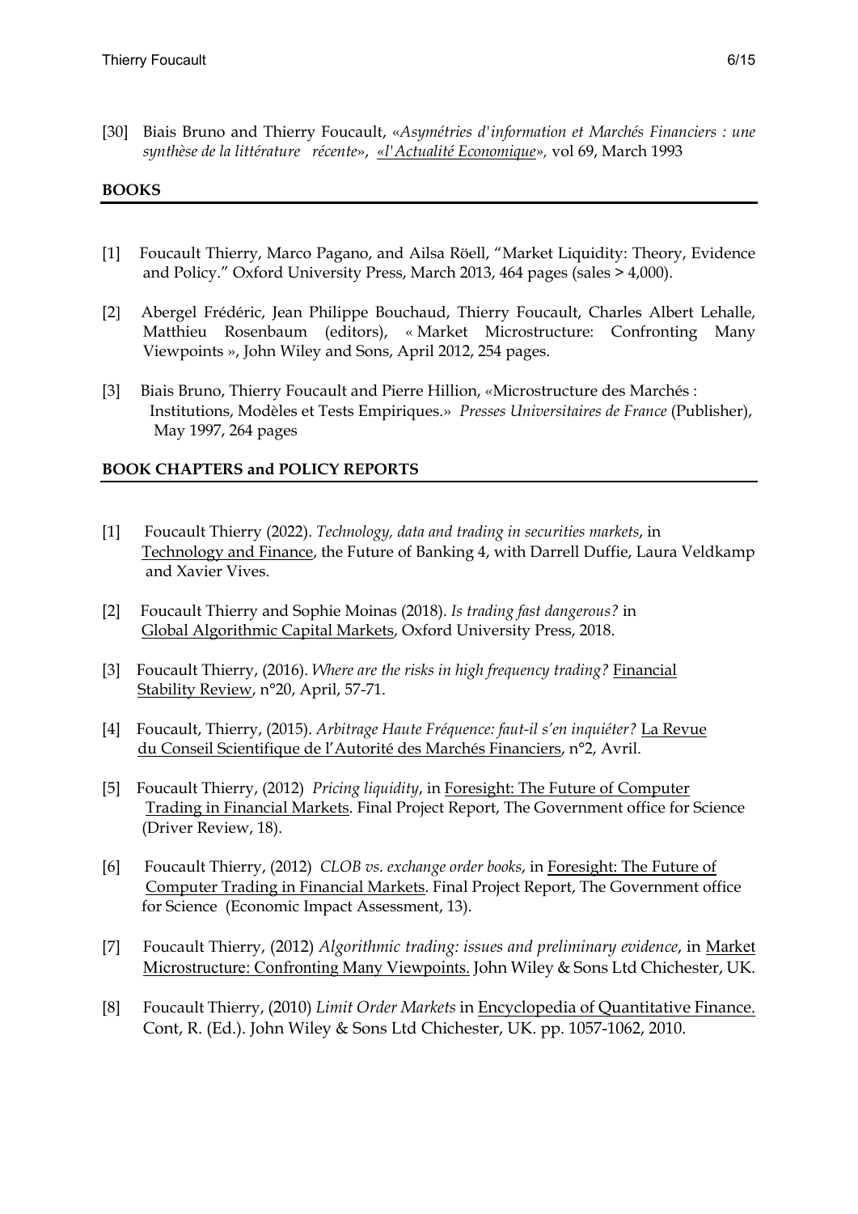[30] Biais Bruno and Thierry Foucault, «*Asymétries d'information et Marchés Financiers : une synthèse de la littérature récente*», «l'Actualité Economique», vol 69, March 1993

## BOOKS

[1] Foucault Thierry, Marco Pagano, and Ailsa Röell, "Market Liquidity: Theory, Evidence and Policy." Oxford University Press, March 2013, 464 pages (sales > 4,000).

[2] Abergel Frédéric, Jean Philippe Bouchaud, Thierry Foucault, Charles Albert Lehalle, Matthieu Rosenbaum (editors), « Market Microstructure: Confronting Many Viewpoints », John Wiley and Sons, April 2012, 254 pages.

[3] Biais Bruno, Thierry Foucault and Pierre Hillion, «Microstructure des Marchés : Institutions, Modèles et Tests Empiriques.» *Presses Universitaires de France* (Publisher), May 1997, 264 pages

## BOOK CHAPTERS and POLICY REPORTS

[1] Foucault Thierry (2022). *Technology, data and trading in securities markets*, in Technology and Finance, the Future of Banking 4, with Darrell Duffie, Laura Veldkamp and Xavier Vives.

[2] Foucault Thierry and Sophie Moinas (2018). *Is trading fast dangerous?* in Global Algorithmic Capital Markets, Oxford University Press, 2018.

[3] Foucault Thierry, (2016). *Where are the risks in high frequency trading?* Financial Stability Review, n°20, April, 57-71.

[4] Foucault, Thierry, (2015). *Arbitrage Haute Fréquence: faut-il s'en inquiéter?* La Revue du Conseil Scientifique de l'Autorité des Marchés Financiers, n°2, Avril.

[5] Foucault Thierry, (2012) *Pricing liquidity*, in Foresight: The Future of Computer Trading in Financial Markets. Final Project Report, The Government office for Science (Driver Review, 18).

[6] Foucault Thierry, (2012) *CLOB vs. exchange order books*, in Foresight: The Future of Computer Trading in Financial Markets. Final Project Report, The Government office for Science (Economic Impact Assessment, 13).

[7] Foucault Thierry, (2012) *Algorithmic trading: issues and preliminary evidence*, in Market Microstructure: Confronting Many Viewpoints. John Wiley & Sons Ltd Chichester, UK.

[8] Foucault Thierry, (2010) *Limit Order Markets* in Encyclopedia of Quantitative Finance. Cont, R. (Ed.). John Wiley & Sons Ltd Chichester, UK. pp. 1057-1062, 2010.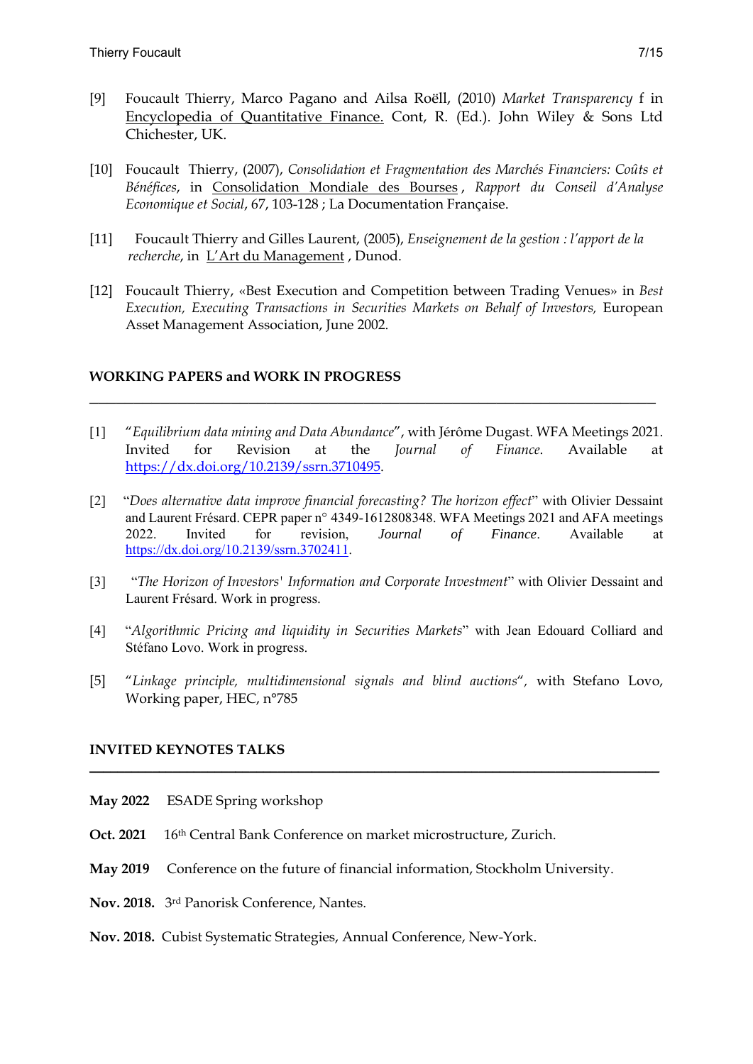[9] Foucault Thierry, Marco Pagano and Ailsa Roëll, (2010) *Market Transparency* f in Encyclopedia of Quantitative Finance. Cont, R. (Ed.). John Wiley & Sons Ltd Chichester, UK.

[10] Foucault Thierry, (2007), *Consolidation et Fragmentation des Marchés Financiers: Coûts et Bénéfices*, in Consolidation Mondiale des Bourses , *Rapport du Conseil d'Analyse Economique et Social*, 67, 103-128 ; La Documentation Française.

[11] Foucault Thierry and Gilles Laurent, (2005), *Enseignement de la gestion : l'apport de la recherche*, in L'Art du Management , Dunod.

[12] Foucault Thierry, «Best Execution and Competition between Trading Venues» in *Best Execution, Executing Transactions in Securities Markets on Behalf of Investors,* European Asset Management Association, June 2002.

## WORKING PAPERS and WORK IN PROGRESS

[1] "*Equilibrium data mining and Data Abundance*", with Jérôme Dugast. WFA Meetings 2021. Invited for Revision at the *Journal of Finance.* Available at https://dx.doi.org/10.2139/ssrn.3710495.

[2] "*Does alternative data improve financial forecasting? The horizon effect*" with Olivier Dessaint and Laurent Frésard. CEPR paper n° 4349-1612808348. WFA Meetings 2021 and AFA meetings 2022. Invited for revision, *Journal of Finance*. Available at https://dx.doi.org/10.2139/ssrn.3702411.

[3] "*The Horizon of Investors' Information and Corporate Investment*" with Olivier Dessaint and Laurent Frésard. Work in progress.

[4] "*Algorithmic Pricing and liquidity in Securities Markets*" with Jean Edouard Colliard and Stéfano Lovo. Work in progress.

[5] "*Linkage principle, multidimensional signals and blind auctions*", with Stefano Lovo, Working paper, HEC, n°785

## INVITED KEYNOTES TALKS

**May 2022** ESADE Spring workshop

**Oct. 2021** 16th Central Bank Conference on market microstructure, Zurich.

**May 2019** Conference on the future of financial information, Stockholm University.

**Nov. 2018.** 3rd Panorisk Conference, Nantes.

**Nov. 2018.** Cubist Systematic Strategies, Annual Conference, New-York.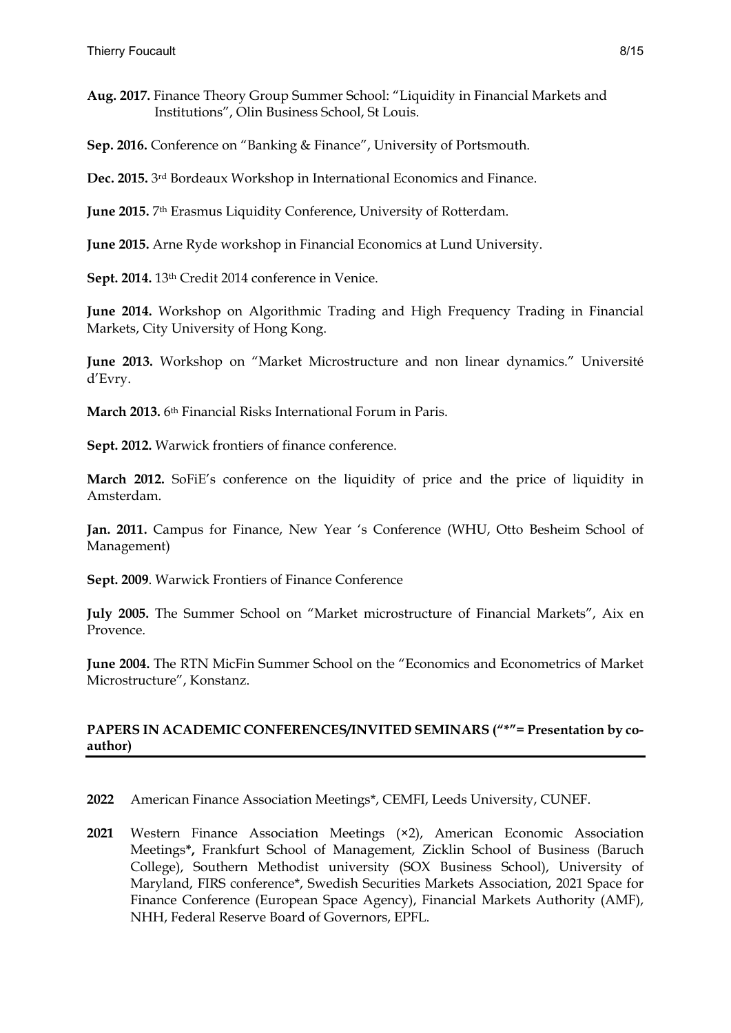**Aug. 2017.** Finance Theory Group Summer School: "Liquidity in Financial Markets and Institutions", Olin Business School, St Louis.

**Sep. 2016.** Conference on "Banking & Finance", University of Portsmouth.

**Dec. 2015.** 3rd Bordeaux Workshop in International Economics and Finance.

**June 2015.** 7th Erasmus Liquidity Conference, University of Rotterdam.

**June 2015.** Arne Ryde workshop in Financial Economics at Lund University.

**Sept. 2014.** 13th Credit 2014 conference in Venice.

**June 2014.** Workshop on Algorithmic Trading and High Frequency Trading in Financial Markets, City University of Hong Kong.

**June 2013.** Workshop on "Market Microstructure and non linear dynamics." Université d'Evry.

**March 2013.** 6th Financial Risks International Forum in Paris.

**Sept. 2012.** Warwick frontiers of finance conference.

**March 2012.** SoFiE's conference on the liquidity of price and the price of liquidity in Amsterdam.

**Jan. 2011.** Campus for Finance, New Year 's Conference (WHU, Otto Besheim School of Management)

**Sept. 2009**. Warwick Frontiers of Finance Conference

**July 2005.** The Summer School on "Market microstructure of Financial Markets", Aix en Provence.

**June 2004.** The RTN MicFin Summer School on the "Economics and Econometrics of Market Microstructure", Konstanz.

## PAPERS IN ACADEMIC CONFERENCES/INVITED SEMINARS ("*"= Presentation by co-author)

**2022** American Finance Association Meetings*, CEMFI, Leeds University, CUNEF.

**2021** Western Finance Association Meetings (×2), American Economic Association Meetings*, Frankfurt School of Management, Zicklin School of Business (Baruch College), Southern Methodist university (SOX Business School), University of Maryland, FIRS conference*, Swedish Securities Markets Association, 2021 Space for Finance Conference (European Space Agency), Financial Markets Authority (AMF), NHH, Federal Reserve Board of Governors, EPFL.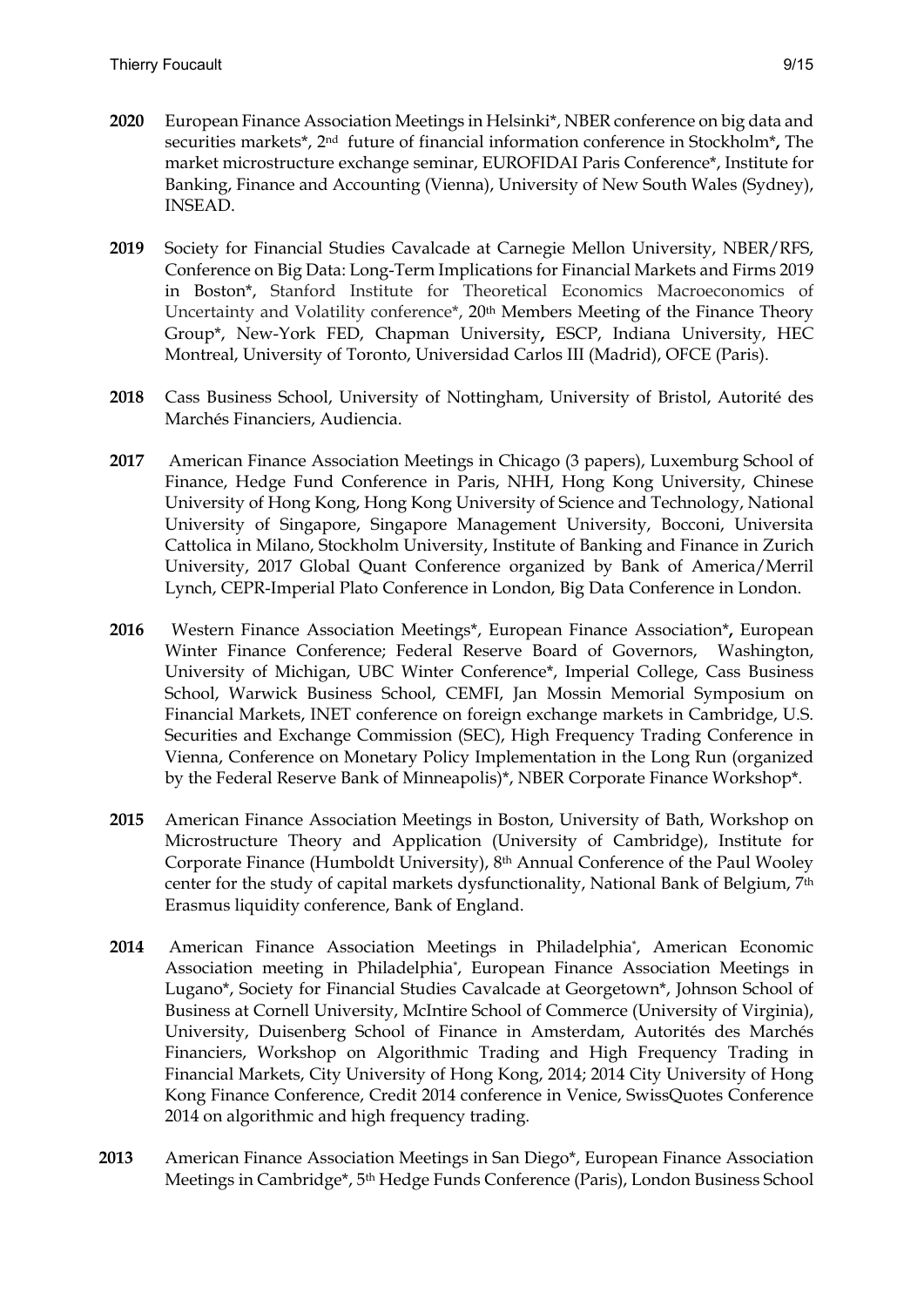**2020** European Finance Association Meetings in Helsinki*, NBER conference on big data and securities markets*, 2nd future of financial information conference in Stockholm*, The market microstructure exchange seminar, EUROFIDAI Paris Conference*, Institute for Banking, Finance and Accounting (Vienna), University of New South Wales (Sydney), INSEAD.

**2019** Society for Financial Studies Cavalcade at Carnegie Mellon University, NBER/RFS, Conference on Big Data: Long-Term Implications for Financial Markets and Firms 2019 in Boston*, Stanford Institute for Theoretical Economics Macroeconomics of Uncertainty and Volatility conference*, 20th Members Meeting of the Finance Theory Group*, New-York FED, Chapman University, ESCP, Indiana University, HEC Montreal, University of Toronto, Universidad Carlos III (Madrid), OFCE (Paris).

**2018** Cass Business School, University of Nottingham, University of Bristol, Autorité des Marchés Financiers, Audiencia.

**2017** American Finance Association Meetings in Chicago (3 papers), Luxemburg School of Finance, Hedge Fund Conference in Paris, NHH, Hong Kong University, Chinese University of Hong Kong, Hong Kong University of Science and Technology, National University of Singapore, Singapore Management University, Bocconi, Universita Cattolica in Milano, Stockholm University, Institute of Banking and Finance in Zurich University, 2017 Global Quant Conference organized by Bank of America/Merril Lynch, CEPR-Imperial Plato Conference in London, Big Data Conference in London.

**2016** Western Finance Association Meetings*, European Finance Association*, European Winter Finance Conference; Federal Reserve Board of Governors, Washington, University of Michigan, UBC Winter Conference*, Imperial College, Cass Business School, Warwick Business School, CEMFI, Jan Mossin Memorial Symposium on Financial Markets, INET conference on foreign exchange markets in Cambridge, U.S. Securities and Exchange Commission (SEC), High Frequency Trading Conference in Vienna, Conference on Monetary Policy Implementation in the Long Run (organized by the Federal Reserve Bank of Minneapolis)*, NBER Corporate Finance Workshop*.

**2015** American Finance Association Meetings in Boston, University of Bath, Workshop on Microstructure Theory and Application (University of Cambridge), Institute for Corporate Finance (Humboldt University), 8th Annual Conference of the Paul Wooley center for the study of capital markets dysfunctionality, National Bank of Belgium, 7th Erasmus liquidity conference, Bank of England.

**2014** American Finance Association Meetings in Philadelphia*, American Economic Association meeting in Philadelphia*, European Finance Association Meetings in Lugano*, Society for Financial Studies Cavalcade at Georgetown*, Johnson School of Business at Cornell University, McIntire School of Commerce (University of Virginia), University, Duisenberg School of Finance in Amsterdam, Autorités des Marchés Financiers, Workshop on Algorithmic Trading and High Frequency Trading in Financial Markets, City University of Hong Kong, 2014; 2014 City University of Hong Kong Finance Conference, Credit 2014 conference in Venice, SwissQuotes Conference 2014 on algorithmic and high frequency trading.

**2013** American Finance Association Meetings in San Diego*, European Finance Association Meetings in Cambridge*, 5th Hedge Funds Conference (Paris), London Business School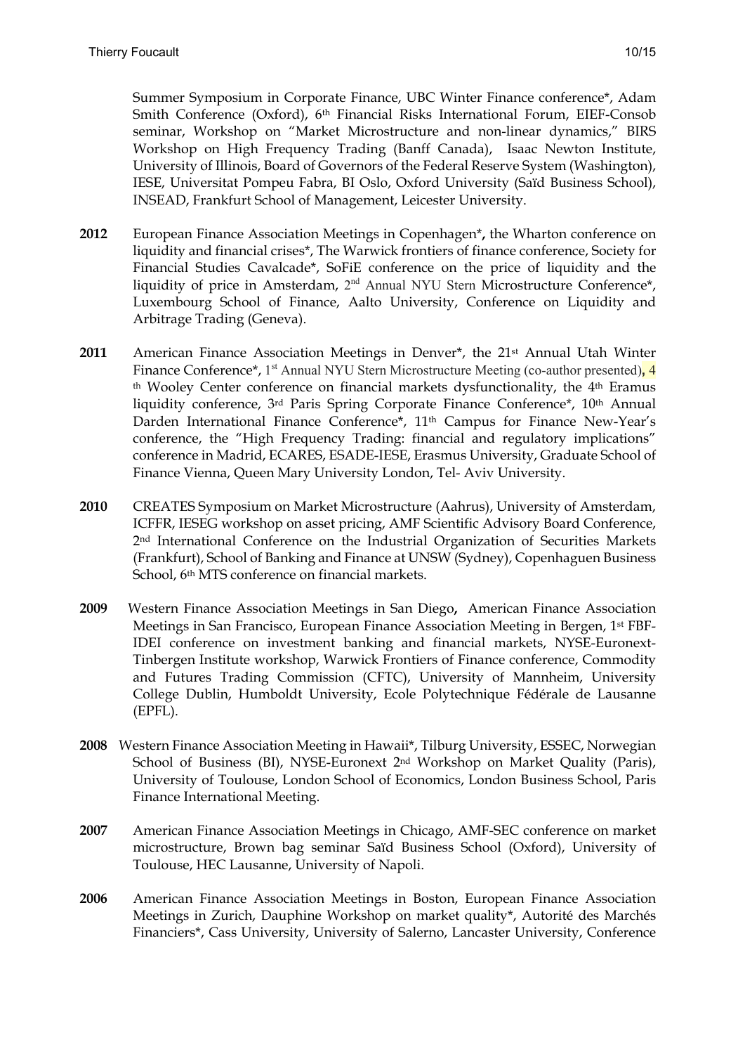Summer Symposium in Corporate Finance, UBC Winter Finance conference*, Adam Smith Conference (Oxford), 6th Financial Risks International Forum, EIEF-Consob seminar, Workshop on "Market Microstructure and non-linear dynamics," BIRS Workshop on High Frequency Trading (Banff Canada), Isaac Newton Institute, University of Illinois, Board of Governors of the Federal Reserve System (Washington), IESE, Universitat Pompeu Fabra, BI Oslo, Oxford University (Saïd Business School), INSEAD, Frankfurt School of Management, Leicester University.

**2012** European Finance Association Meetings in Copenhagen*, the Wharton conference on liquidity and financial crises*, The Warwick frontiers of finance conference, Society for Financial Studies Cavalcade*, SoFiE conference on the price of liquidity and the liquidity of price in Amsterdam, 2nd Annual NYU Stern Microstructure Conference*, Luxembourg School of Finance, Aalto University, Conference on Liquidity and Arbitrage Trading (Geneva).

**2011** American Finance Association Meetings in Denver*, the 21st Annual Utah Winter Finance Conference*, 1st Annual NYU Stern Microstructure Meeting (co-author presented), 4th Wooley Center conference on financial markets dysfunctionality, the 4th Eramus liquidity conference, 3rd Paris Spring Corporate Finance Conference*, 10th Annual Darden International Finance Conference*, 11th Campus for Finance New-Year's conference, the "High Frequency Trading: financial and regulatory implications" conference in Madrid, ECARES, ESADE-IESE, Erasmus University, Graduate School of Finance Vienna, Queen Mary University London, Tel- Aviv University.

**2010** CREATES Symposium on Market Microstructure (Aahrus), University of Amsterdam, ICFFR, IESEG workshop on asset pricing, AMF Scientific Advisory Board Conference, 2nd International Conference on the Industrial Organization of Securities Markets (Frankfurt), School of Banking and Finance at UNSW (Sydney), Copenhaguen Business School, 6th MTS conference on financial markets.

**2009** Western Finance Association Meetings in San Diego, American Finance Association Meetings in San Francisco, European Finance Association Meeting in Bergen, 1st FBF-IDEI conference on investment banking and financial markets, NYSE-Euronext-Tinbergen Institute workshop, Warwick Frontiers of Finance conference, Commodity and Futures Trading Commission (CFTC), University of Mannheim, University College Dublin, Humboldt University, Ecole Polytechnique Fédérale de Lausanne (EPFL).

**2008** Western Finance Association Meeting in Hawaii*, Tilburg University, ESSEC, Norwegian School of Business (BI), NYSE-Euronext 2nd Workshop on Market Quality (Paris), University of Toulouse, London School of Economics, London Business School, Paris Finance International Meeting.

**2007** American Finance Association Meetings in Chicago, AMF-SEC conference on market microstructure, Brown bag seminar Saïd Business School (Oxford), University of Toulouse, HEC Lausanne, University of Napoli.

**2006** American Finance Association Meetings in Boston, European Finance Association Meetings in Zurich, Dauphine Workshop on market quality*, Autorité des Marchés Financiers*, Cass University, University of Salerno, Lancaster University, Conference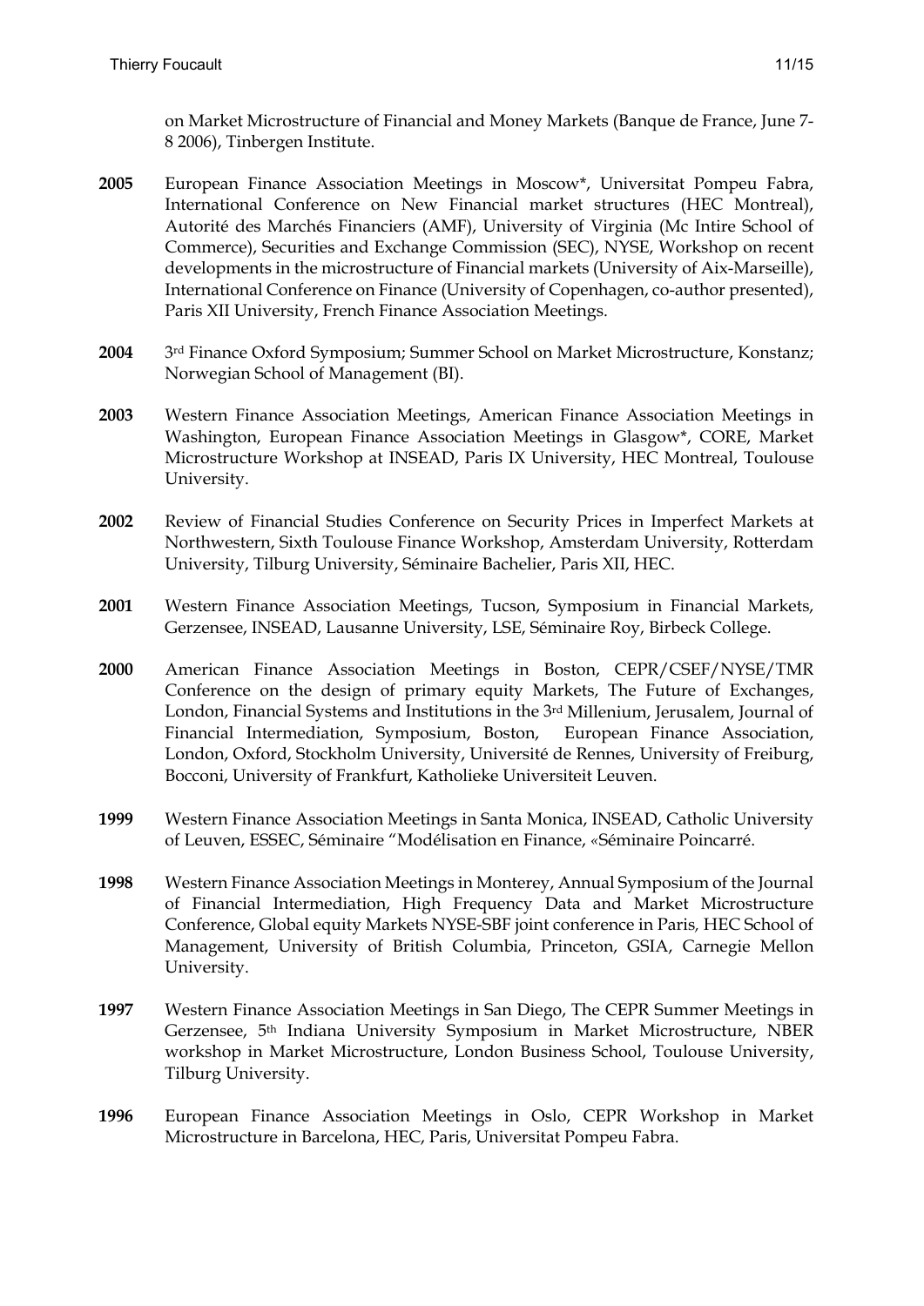on Market Microstructure of Financial and Money Markets (Banque de France, June 7-8 2006), Tinbergen Institute.

**2005** European Finance Association Meetings in Moscow*, Universitat Pompeu Fabra, International Conference on New Financial market structures (HEC Montreal), Autorité des Marchés Financiers (AMF), University of Virginia (Mc Intire School of Commerce), Securities and Exchange Commission (SEC), NYSE, Workshop on recent developments in the microstructure of Financial markets (University of Aix-Marseille), International Conference on Finance (University of Copenhagen, co-author presented), Paris XII University, French Finance Association Meetings.

**2004** 3rd Finance Oxford Symposium; Summer School on Market Microstructure, Konstanz; Norwegian School of Management (BI).

**2003** Western Finance Association Meetings, American Finance Association Meetings in Washington, European Finance Association Meetings in Glasgow*, CORE, Market Microstructure Workshop at INSEAD, Paris IX University, HEC Montreal, Toulouse University.

**2002** Review of Financial Studies Conference on Security Prices in Imperfect Markets at Northwestern, Sixth Toulouse Finance Workshop, Amsterdam University, Rotterdam University, Tilburg University, Séminaire Bachelier, Paris XII, HEC.

**2001** Western Finance Association Meetings, Tucson, Symposium in Financial Markets, Gerzensee, INSEAD, Lausanne University, LSE, Séminaire Roy, Birbeck College.

**2000** American Finance Association Meetings in Boston, CEPR/CSEF/NYSE/TMR Conference on the design of primary equity Markets, The Future of Exchanges, London, Financial Systems and Institutions in the 3rd Millenium, Jerusalem, Journal of Financial Intermediation, Symposium, Boston, European Finance Association, London, Oxford, Stockholm University, Université de Rennes, University of Freiburg, Bocconi, University of Frankfurt, Katholieke Universiteit Leuven.

**1999** Western Finance Association Meetings in Santa Monica, INSEAD, Catholic University of Leuven, ESSEC, Séminaire "Modélisation en Finance, «Séminaire Poincarré.

**1998** Western Finance Association Meetings in Monterey, Annual Symposium of the Journal of Financial Intermediation, High Frequency Data and Market Microstructure Conference, Global equity Markets NYSE-SBF joint conference in Paris, HEC School of Management, University of British Columbia, Princeton, GSIA, Carnegie Mellon University.

**1997** Western Finance Association Meetings in San Diego, The CEPR Summer Meetings in Gerzensee, 5th Indiana University Symposium in Market Microstructure, NBER workshop in Market Microstructure, London Business School, Toulouse University, Tilburg University.

**1996** European Finance Association Meetings in Oslo, CEPR Workshop in Market Microstructure in Barcelona, HEC, Paris, Universitat Pompeu Fabra.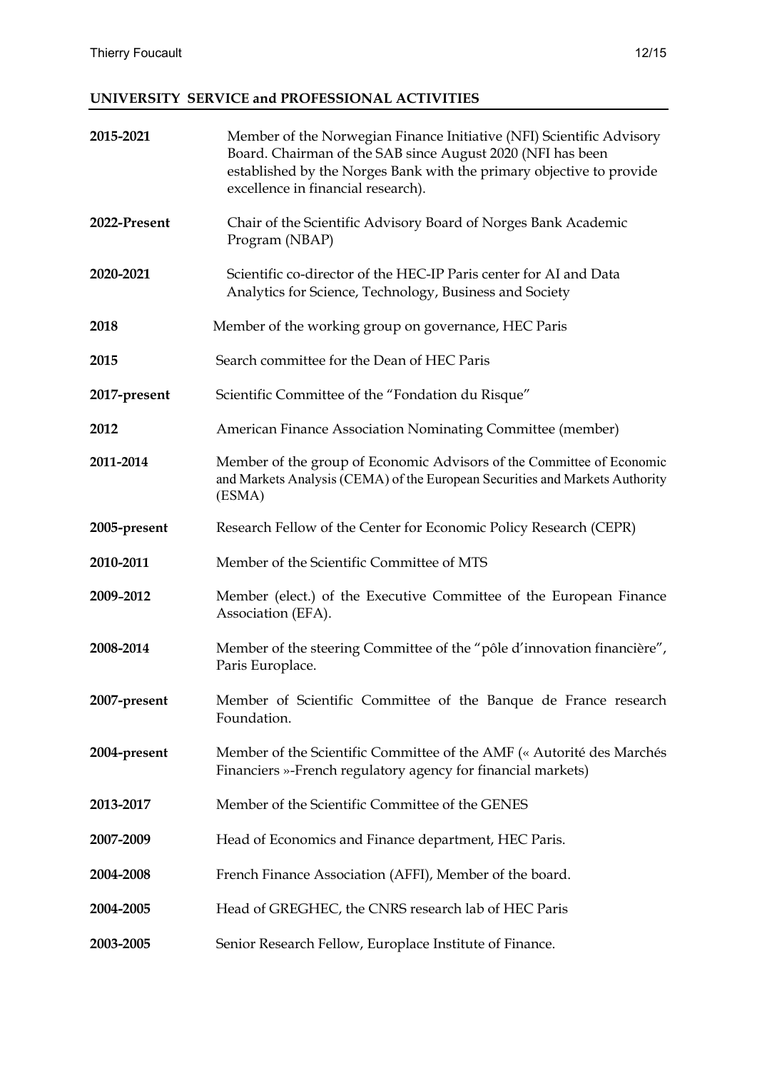## UNIVERSITY SERVICE and PROFESSIONAL ACTIVITIES

**2015-2021** Member of the Norwegian Finance Initiative (NFI) Scientific Advisory Board. Chairman of the SAB since August 2020 (NFI has been established by the Norges Bank with the primary objective to provide excellence in financial research).

**2022-Present** Chair of the Scientific Advisory Board of Norges Bank Academic Program (NBAP)

**2020-2021** Scientific co-director of the HEC-IP Paris center for AI and Data Analytics for Science, Technology, Business and Society

**2018** Member of the working group on governance, HEC Paris

**2015** Search committee for the Dean of HEC Paris

**2017-present** Scientific Committee of the "Fondation du Risque"

**2012** American Finance Association Nominating Committee (member)

**2011-2014** Member of the group of Economic Advisors of the Committee of Economic and Markets Analysis (CEMA) of the European Securities and Markets Authority (ESMA)

**2005-present** Research Fellow of the Center for Economic Policy Research (CEPR)

**2010-2011** Member of the Scientific Committee of MTS

**2009-2012** Member (elect.) of the Executive Committee of the European Finance Association (EFA).

**2008-2014** Member of the steering Committee of the "pôle d'innovation financière", Paris Europlace.

**2007-present** Member of Scientific Committee of the Banque de France research Foundation.

**2004-present** Member of the Scientific Committee of the AMF (« Autorité des Marchés Financiers »-French regulatory agency for financial markets)

**2013-2017** Member of the Scientific Committee of the GENES

**2007-2009** Head of Economics and Finance department, HEC Paris.

**2004-2008** French Finance Association (AFFI), Member of the board.

**2004-2005** Head of GREGHEC, the CNRS research lab of HEC Paris

**2003-2005** Senior Research Fellow, Europlace Institute of Finance.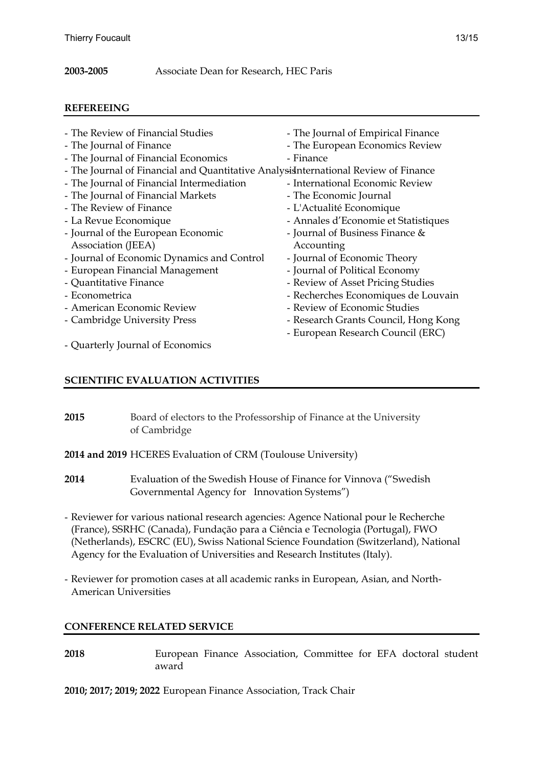**2003-2005** Associate Dean for Research, HEC Paris

## REFEREEING

- The Review of Financial Studies
- The Journal of Finance
- The Journal of Financial Economics
- The Journal of Financial and Quantitative Analysis
- The Journal of Financial Intermediation
- The Journal of Financial Markets
- The Review of Finance
- La Revue Economique
- Journal of the European Economic Association (JEEA)
- Journal of Economic Dynamics and Control
- European Financial Management
- Quantitative Finance
- Econometrica
- American Economic Review
- Cambridge University Press
- Quarterly Journal of Economics
- The Journal of Empirical Finance
- The European Economics Review
- Finance
- International Review of Finance
- International Economic Review
- The Economic Journal
- L'Actualité Economique
- Annales d'Economie et Statistiques
- Journal of Business Finance & Accounting
- Journal of Economic Theory
- Journal of Political Economy
- Review of Asset Pricing Studies
- Recherches Economiques de Louvain
- Review of Economic Studies
- Research Grants Council, Hong Kong
- European Research Council (ERC)

## SCIENTIFIC EVALUATION ACTIVITIES

**2015** Board of electors to the Professorship of Finance at the University of Cambridge

**2014 and 2019** HCERES Evaluation of CRM (Toulouse University)

**2014** Evaluation of the Swedish House of Finance for Vinnova ("Swedish Governmental Agency for Innovation Systems")

- Reviewer for various national research agencies: Agence National pour le Recherche (France), SSRHC (Canada), Fundação para a Ciência e Tecnologia (Portugal), FWO (Netherlands), ESCRC (EU), Swiss National Science Foundation (Switzerland), National Agency for the Evaluation of Universities and Research Institutes (Italy).

- Reviewer for promotion cases at all academic ranks in European, Asian, and North-American Universities

## CONFERENCE RELATED SERVICE

**2018** European Finance Association, Committee for EFA doctoral student award

**2010; 2017; 2019; 2022** European Finance Association, Track Chair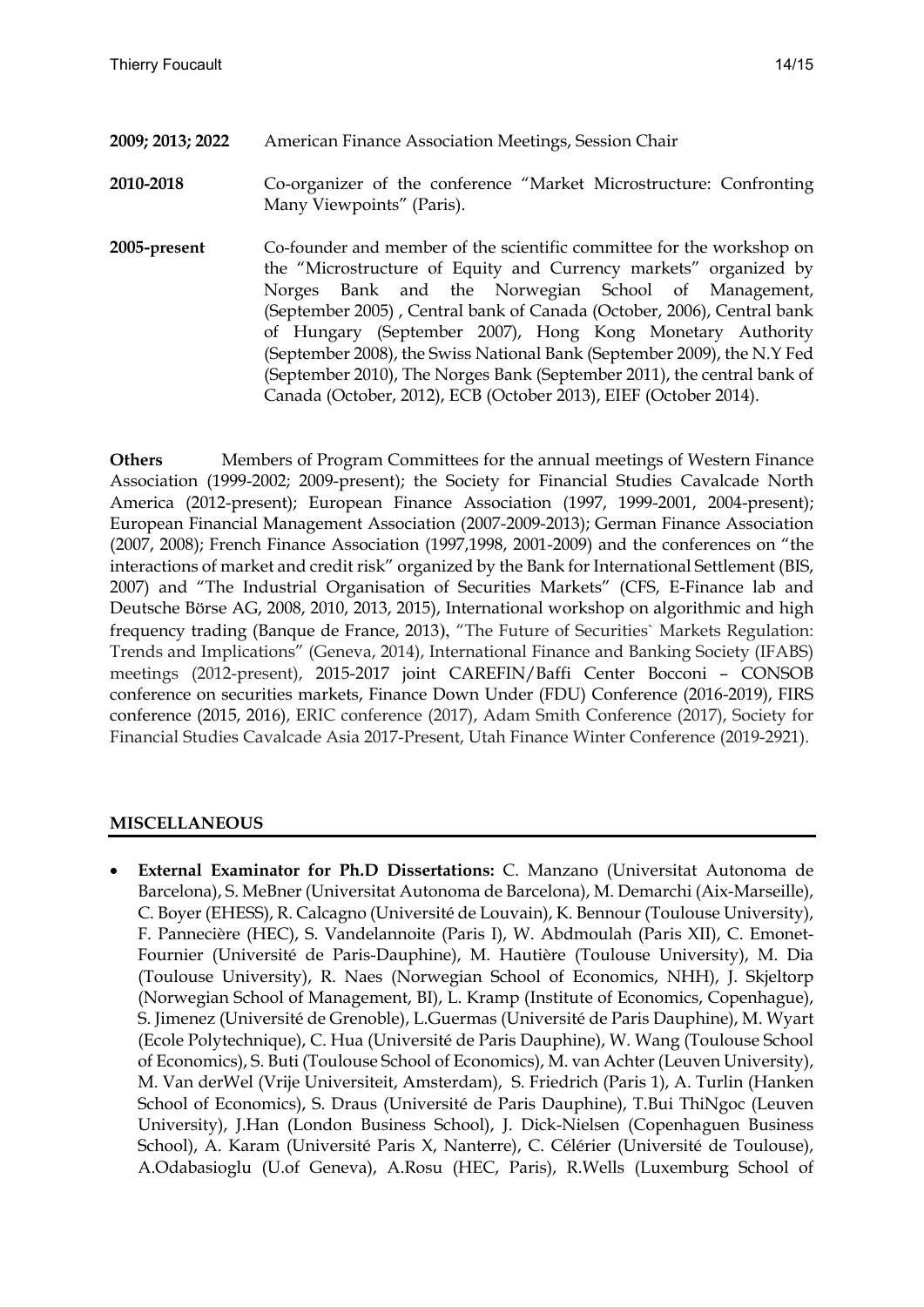**2009; 2013; 2022** American Finance Association Meetings, Session Chair

**2010-2018** Co-organizer of the conference "Market Microstructure: Confronting Many Viewpoints" (Paris).

**2005-present** Co-founder and member of the scientific committee for the workshop on the "Microstructure of Equity and Currency markets" organized by Norges Bank and the Norwegian School of Management, (September 2005) , Central bank of Canada (October, 2006), Central bank of Hungary (September 2007), Hong Kong Monetary Authority (September 2008), the Swiss National Bank (September 2009), the N.Y Fed (September 2010), The Norges Bank (September 2011), the central bank of Canada (October, 2012), ECB (October 2013), EIEF (October 2014).

**Others** Members of Program Committees for the annual meetings of Western Finance Association (1999-2002; 2009-present); the Society for Financial Studies Cavalcade North America (2012-present); European Finance Association (1997, 1999-2001, 2004-present); European Financial Management Association (2007-2009-2013); German Finance Association (2007, 2008); French Finance Association (1997,1998, 2001-2009) and the conferences on "the interactions of market and credit risk" organized by the Bank for International Settlement (BIS, 2007) and "The Industrial Organisation of Securities Markets" (CFS, E-Finance lab and Deutsche Börse AG, 2008, 2010, 2013, 2015), International workshop on algorithmic and high frequency trading (Banque de France, 2013), "The Future of Securities` Markets Regulation: Trends and Implications" (Geneva, 2014), International Finance and Banking Society (IFABS) meetings (2012-present), 2015-2017 joint CAREFIN/Baffi Center Bocconi – CONSOB conference on securities markets, Finance Down Under (FDU) Conference (2016-2019), FIRS conference (2015, 2016), ERIC conference (2017), Adam Smith Conference (2017), Society for Financial Studies Cavalcade Asia 2017-Present, Utah Finance Winter Conference (2019-2921).

## MISCELLANEOUS

- **External Examinator for Ph.D Dissertations:** C. Manzano (Universitat Autonoma de Barcelona), S. MeBner (Universitat Autonoma de Barcelona), M. Demarchi (Aix-Marseille), C. Boyer (EHESS), R. Calcagno (Université de Louvain), K. Bennour (Toulouse University), F. Pannecière (HEC), S. Vandelannoite (Paris I), W. Abdmoulah (Paris XII), C. Emonet-Fournier (Université de Paris-Dauphine), M. Hautière (Toulouse University), M. Dia (Toulouse University), R. Naes (Norwegian School of Economics, NHH), J. Skjeltorp (Norwegian School of Management, BI), L. Kramp (Institute of Economics, Copenhague), S. Jimenez (Université de Grenoble), L.Guermas (Université de Paris Dauphine), M. Wyart (Ecole Polytechnique), C. Hua (Université de Paris Dauphine), W. Wang (Toulouse School of Economics), S. Buti (Toulouse School of Economics), M. van Achter (Leuven University), M. Van derWel (Vrije Universiteit, Amsterdam), S. Friedrich (Paris 1), A. Turlin (Hanken School of Economics), S. Draus (Université de Paris Dauphine), T.Bui ThiNgoc (Leuven University), J.Han (London Business School), J. Dick-Nielsen (Copenhaguen Business School), A. Karam (Université Paris X, Nanterre), C. Célérier (Université de Toulouse), A.Odabasioglu (U.of Geneva), A.Rosu (HEC, Paris), R.Wells (Luxemburg School of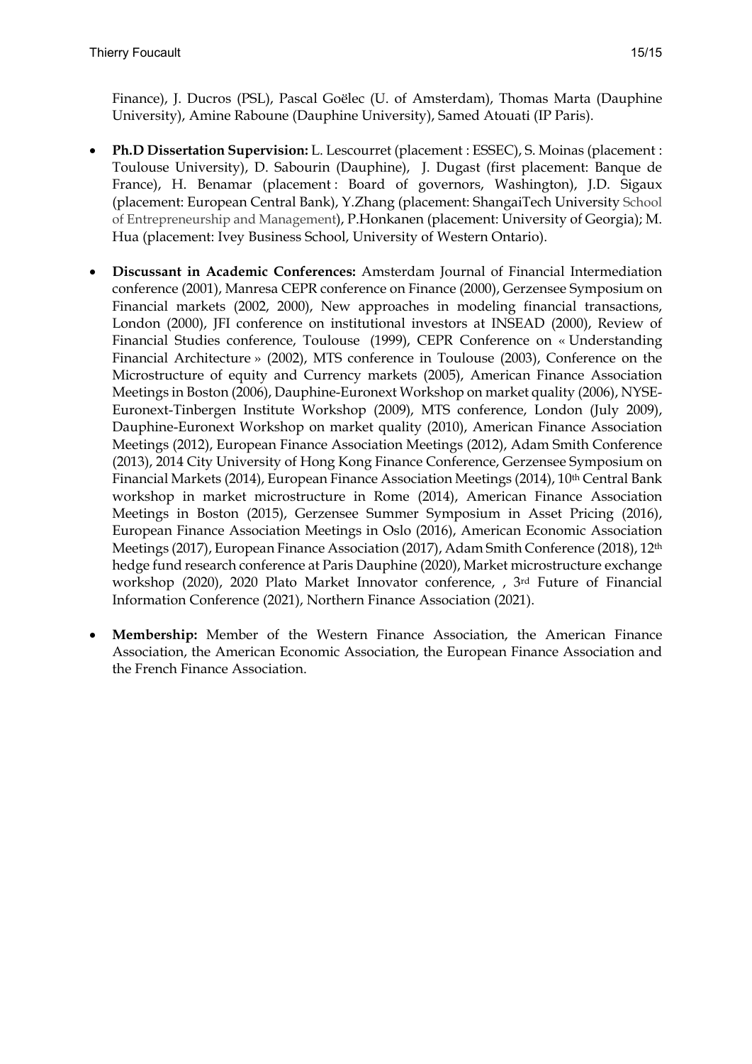Finance), J. Ducros (PSL), Pascal Goëlec (U. of Amsterdam), Thomas Marta (Dauphine University), Amine Raboune (Dauphine University), Samed Atouati (IP Paris).

- **Ph.D Dissertation Supervision:** L. Lescourret (placement : ESSEC), S. Moinas (placement : Toulouse University), D. Sabourin (Dauphine), J. Dugast (first placement: Banque de France), H. Benamar (placement : Board of governors, Washington), J.D. Sigaux (placement: European Central Bank), Y.Zhang (placement: ShangaiTech University School of Entrepreneurship and Management), P.Honkanen (placement: University of Georgia); M. Hua (placement: Ivey Business School, University of Western Ontario).

- **Discussant in Academic Conferences:** Amsterdam Journal of Financial Intermediation conference (2001), Manresa CEPR conference on Finance (2000), Gerzensee Symposium on Financial markets (2002, 2000), New approaches in modeling financial transactions, London (2000), JFI conference on institutional investors at INSEAD (2000), Review of Financial Studies conference, Toulouse (1999), CEPR Conference on « Understanding Financial Architecture » (2002), MTS conference in Toulouse (2003), Conference on the Microstructure of equity and Currency markets (2005), American Finance Association Meetings in Boston (2006), Dauphine-Euronext Workshop on market quality (2006), NYSE-Euronext-Tinbergen Institute Workshop (2009), MTS conference, London (July 2009), Dauphine-Euronext Workshop on market quality (2010), American Finance Association Meetings (2012), European Finance Association Meetings (2012), Adam Smith Conference (2013), 2014 City University of Hong Kong Finance Conference, Gerzensee Symposium on Financial Markets (2014), European Finance Association Meetings (2014), 10th Central Bank workshop in market microstructure in Rome (2014), American Finance Association Meetings in Boston (2015), Gerzensee Summer Symposium in Asset Pricing (2016), European Finance Association Meetings in Oslo (2016), American Economic Association Meetings (2017), European Finance Association (2017), Adam Smith Conference (2018), 12th hedge fund research conference at Paris Dauphine (2020), Market microstructure exchange workshop (2020), 2020 Plato Market Innovator conference, , 3rd Future of Financial Information Conference (2021), Northern Finance Association (2021).

- **Membership:** Member of the Western Finance Association, the American Finance Association, the American Economic Association, the European Finance Association and the French Finance Association.